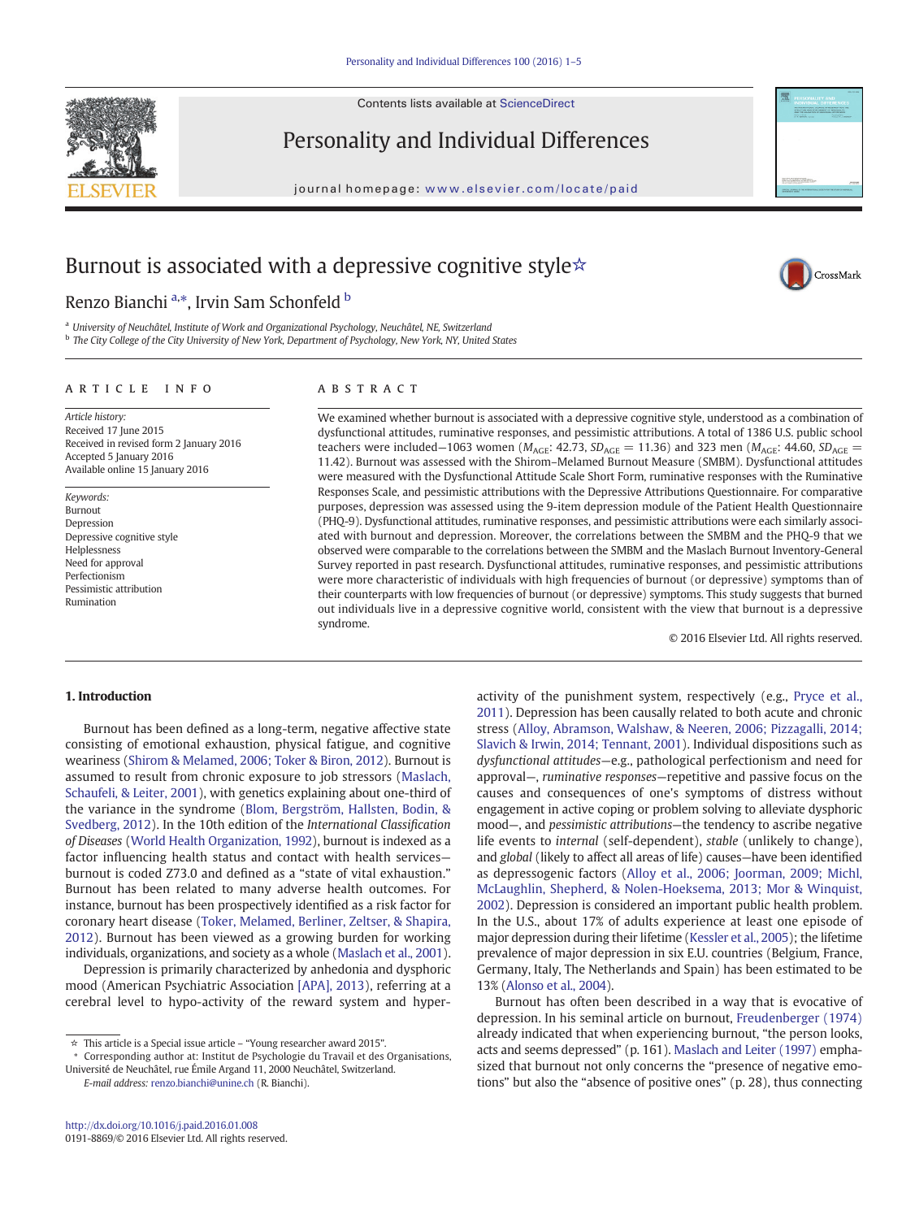# Burnout is associated with a depressive cognitive style☆

Renzo Bianchi [a,*], Irvin Sam Schonfeld [b]

[a] University of Neuchâtel, Institute of Work and Organizational Psychology, Neuchâtel, NE, Switzerland
[b] The City College of the City University of New York, Department of Psychology, New York, NY, United States

## ARTICLE INFO

*Article history:*
Received 17 June 2015
Received in revised form 2 January 2016
Accepted 5 January 2016
Available online 15 January 2016

*Keywords:*
Burnout
Depression
Depressive cognitive style
Helplessness
Need for approval
Perfectionism
Pessimistic attribution
Rumination

## ABSTRACT

We examined whether burnout is associated with a depressive cognitive style, understood as a combination of dysfunctional attitudes, ruminative responses, and pessimistic attributions. A total of 1386 U.S. public school teachers were included—1063 women ($M_{AGE}$: 42.73, $SD_{AGE}$ = 11.36) and 323 men ($M_{AGE}$: 44.60, $SD_{AGE}$ = 11.42). Burnout was assessed with the Shirom–Melamed Burnout Measure (SMBM). Dysfunctional attitudes were measured with the Dysfunctional Attitude Scale Short Form, ruminative responses with the Ruminative Responses Scale, and pessimistic attributions with the Depressive Attributions Questionnaire. For comparative purposes, depression was assessed using the 9-item depression module of the Patient Health Questionnaire (PHQ-9). Dysfunctional attitudes, ruminative responses, and pessimistic attributions were each similarly associated with burnout and depression. Moreover, the correlations between the SMBM and the PHQ-9 that we observed were comparable to the correlations between the SMBM and the Maslach Burnout Inventory-General Survey reported in past research. Dysfunctional attitudes, ruminative responses, and pessimistic attributions were more characteristic of individuals with high frequencies of burnout (or depressive) symptoms than of their counterparts with low frequencies of burnout (or depressive) symptoms. This study suggests that burned out individuals live in a depressive cognitive world, consistent with the view that burnout is a depressive syndrome.

© 2016 Elsevier Ltd. All rights reserved.

## 1. Introduction

Burnout has been defined as a long-term, negative affective state consisting of emotional exhaustion, physical fatigue, and cognitive weariness (Shirom & Melamed, 2006; Toker & Biron, 2012). Burnout is assumed to result from chronic exposure to job stressors (Maslach, Schaufeli, & Leiter, 2001), with genetics explaining about one-third of the variance in the syndrome (Blom, Bergström, Hallsten, Bodin, & Svedberg, 2012). In the 10th edition of the *International Classification of Diseases* (World Health Organization, 1992), burnout is indexed as a factor influencing health status and contact with health services—burnout is coded Z73.0 and defined as a "state of vital exhaustion." Burnout has been related to many adverse health outcomes. For instance, burnout has been prospectively identified as a risk factor for coronary heart disease (Toker, Melamed, Berliner, Zeltser, & Shapira, 2012). Burnout has been viewed as a growing burden for working individuals, organizations, and society as a whole (Maslach et al., 2001).

Depression is primarily characterized by anhedonia and dysphoric mood (American Psychiatric Association [APA], 2013), referring at a cerebral level to hypo-activity of the reward system and hyper-activity of the punishment system, respectively (e.g., Pryce et al., 2011). Depression has been causally related to both acute and chronic stress (Alloy, Abramson, Walshaw, & Neeren, 2006; Pizzagalli, 2014; Slavich & Irwin, 2014; Tennant, 2001). Individual dispositions such as *dysfunctional attitudes*—e.g., pathological perfectionism and need for approval—, *ruminative responses*—repetitive and passive focus on the causes and consequences of one's symptoms of distress without engagement in active coping or problem solving to alleviate dysphoric mood—, and *pessimistic attributions*—the tendency to ascribe negative life events to *internal* (self-dependent), *stable* (unlikely to change), and *global* (likely to affect all areas of life) causes—have been identified as depressogenic factors (Alloy et al., 2006; Joorman, 2009; Michl, McLaughlin, Shepherd, & Nolen-Hoeksema, 2013; Mor & Winquist, 2002). Depression is considered an important public health problem. In the U.S., about 17% of adults experience at least one episode of major depression during their lifetime (Kessler et al., 2005); the lifetime prevalence of major depression in six E.U. countries (Belgium, France, Germany, Italy, The Netherlands and Spain) has been estimated to be 13% (Alonso et al., 2004).

Burnout has often been described in a way that is evocative of depression. In his seminal article on burnout, Freudenberger (1974) already indicated that when experiencing burnout, "the person looks, acts and seems depressed" (p. 161). Maslach and Leiter (1997) emphasized that burnout not only concerns the "presence of negative emotions" but also the "absence of positive ones" (p. 28), thus connecting

☆ This article is a Special issue article – "Young researcher award 2015".
\* Corresponding author at: Institut de Psychologie du Travail et des Organisations, Université de Neuchâtel, rue Émile Argand 11, 2000 Neuchâtel, Switzerland.
*E-mail address:* renzo.bianchi@unine.ch (R. Bianchi).

http://dx.doi.org/10.1016/j.paid.2016.01.008
0191-8869/© 2016 Elsevier Ltd. All rights reserved.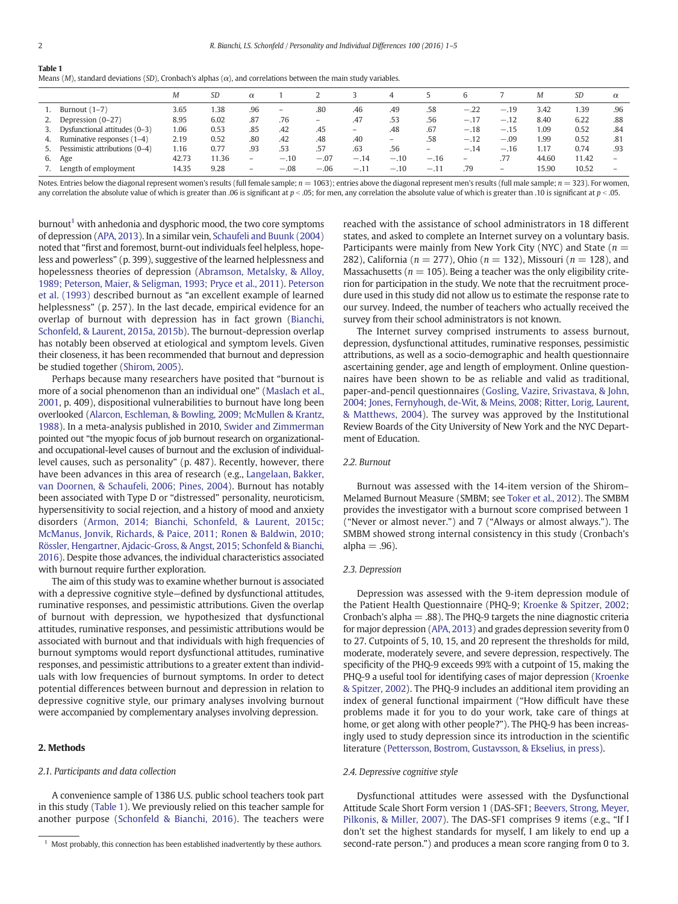**Table 1**
Means (*M*), standard deviations (*SD*), Cronbach's alphas (α), and correlations between the main study variables.

| | *M* | *SD* | α | 1 | 2 | 3 | 4 | 5 | 6 | 7 | *M* | *SD* | α |
|---|---|---|---|---|---|---|---|---|---|---|---|---|---|
| 1. Burnout (1–7) | 3.65 | 1.38 | .96 | – | .80 | .46 | .49 | .58 | −.22 | −.19 | 3.42 | 1.39 | .96 |
| 2. Depression (0–27) | 8.95 | 6.02 | .87 | .76 | – | .47 | .53 | .56 | −.17 | −.12 | 8.40 | 6.22 | .88 |
| 3. Dysfunctional attitudes (0–3) | 1.06 | 0.53 | .85 | .42 | .45 | – | .48 | .67 | −.18 | −.15 | 1.09 | 0.52 | .84 |
| 4. Ruminative responses (1–4) | 2.19 | 0.52 | .80 | .42 | .48 | .40 | – | .58 | −.12 | −.09 | 1.99 | 0.52 | .81 |
| 5. Pessimistic attributions (0–4) | 1.16 | 0.77 | .93 | .53 | .57 | .63 | .56 | – | −.14 | −.16 | 1.17 | 0.74 | .93 |
| 6. Age | 42.73 | 11.36 | – | −.10 | −.07 | −.14 | −.10 | −.16 | – | .77 | 44.60 | 11.42 | – |
| 7. Length of employment | 14.35 | 9.28 | – | −.08 | −.06 | −.11 | −.10 | −.11 | .79 | – | 15.90 | 10.52 | – |

Notes. Entries below the diagonal represent women's results (full female sample; $n = 1063$); entries above the diagonal represent men's results (full male sample; $n = 323$). For women, any correlation the absolute value of which is greater than .06 is significant at $p < .05$; for men, any correlation the absolute value of which is greater than .10 is significant at $p < .05$.

burnout[1] with anhedonia and dysphoric mood, the two core symptoms of depression (APA, 2013). In a similar vein, Schaufeli and Buunk (2004) noted that "first and foremost, burnt-out individuals feel helpless, hopeless and powerless" (p. 399), suggestive of the learned helplessness and hopelessness theories of depression (Abramson, Metalsky, & Alloy, 1989; Peterson, Maier, & Seligman, 1993; Pryce et al., 2011). Peterson et al. (1993) described burnout as "an excellent example of learned helplessness" (p. 257). In the last decade, empirical evidence for an overlap of burnout with depression has in fact grown (Bianchi, Schonfeld, & Laurent, 2015a, 2015b). The burnout-depression overlap has notably been observed at etiological and symptom levels. Given their closeness, it has been recommended that burnout and depression be studied together (Shirom, 2005).

Perhaps because many researchers have posited that "burnout is more of a social phenomenon than an individual one" (Maslach et al., 2001, p. 409), dispositional vulnerabilities to burnout have long been overlooked (Alarcon, Eschleman, & Bowling, 2009; McMullen & Krantz, 1988). In a meta-analysis published in 2010, Swider and Zimmerman pointed out "the myopic focus of job burnout research on organizational- and occupational-level causes of burnout and the exclusion of individual-level causes, such as personality" (p. 487). Recently, however, there have been advances in this area of research (e.g., Langelaan, Bakker, van Doornen, & Schaufeli, 2006; Pines, 2004). Burnout has notably been associated with Type D or "distressed" personality, neuroticism, hypersensitivity to social rejection, and a history of mood and anxiety disorders (Armon, 2014; Bianchi, Schonfeld, & Laurent, 2015c; McManus, Jonvik, Richards, & Paice, 2011; Ronen & Baldwin, 2010; Rössler, Hengartner, Ajdacic-Gross, & Angst, 2015; Schonfeld & Bianchi, 2016). Despite those advances, the individual characteristics associated with burnout require further exploration.

The aim of this study was to examine whether burnout is associated with a depressive cognitive style—defined by dysfunctional attitudes, ruminative responses, and pessimistic attributions. Given the overlap of burnout with depression, we hypothesized that dysfunctional attitudes, ruminative responses, and pessimistic attributions would be associated with burnout and that individuals with high frequencies of burnout symptoms would report dysfunctional attitudes, ruminative responses, and pessimistic attributions to a greater extent than individuals with low frequencies of burnout symptoms. In order to detect potential differences between burnout and depression in relation to depressive cognitive style, our primary analyses involving burnout were accompanied by complementary analyses involving depression.

## 2. Methods

### 2.1. Participants and data collection

A convenience sample of 1386 U.S. public school teachers took part in this study (Table 1). We previously relied on this teacher sample for another purpose (Schonfeld & Bianchi, 2016). The teachers were reached with the assistance of school administrators in 18 different states, and asked to complete an Internet survey on a voluntary basis. Participants were mainly from New York City (NYC) and State ($n = 282$), California ($n = 277$), Ohio ($n = 132$), Missouri ($n = 128$), and Massachusetts ($n = 105$). Being a teacher was the only eligibility criterion for participation in the study. We note that the recruitment procedure used in this study did not allow us to estimate the response rate to our survey. Indeed, the number of teachers who actually received the survey from their school administrators is not known.

The Internet survey comprised instruments to assess burnout, depression, dysfunctional attitudes, ruminative responses, pessimistic attributions, as well as a socio-demographic and health questionnaire ascertaining gender, age and length of employment. Online questionnaires have been shown to be as reliable and valid as traditional, paper-and-pencil questionnaires (Gosling, Vazire, Srivastava, & John, 2004; Jones, Fernyhough, de-Wit, & Meins, 2008; Ritter, Lorig, Laurent, & Matthews, 2004). The survey was approved by the Institutional Review Boards of the City University of New York and the NYC Department of Education.

### 2.2. Burnout

Burnout was assessed with the 14-item version of the Shirom–Melamed Burnout Measure (SMBM; see Toker et al., 2012). The SMBM provides the investigator with a burnout score comprised between 1 ("Never or almost never.") and 7 ("Always or almost always."). The SMBM showed strong internal consistency in this study (Cronbach's alpha = .96).

### 2.3. Depression

Depression was assessed with the 9-item depression module of the Patient Health Questionnaire (PHQ-9; Kroenke & Spitzer, 2002; Cronbach's alpha = .88). The PHQ-9 targets the nine diagnostic criteria for major depression (APA, 2013) and grades depression severity from 0 to 27. Cutpoints of 5, 10, 15, and 20 represent the thresholds for mild, moderate, moderately severe, and severe depression, respectively. The specificity of the PHQ-9 exceeds 99% with a cutpoint of 15, making the PHQ-9 a useful tool for identifying cases of major depression (Kroenke & Spitzer, 2002). The PHQ-9 includes an additional item providing an index of general functional impairment ("How difficult have these problems made it for you to do your work, take care of things at home, or get along with other people?"). The PHQ-9 has been increasingly used to study depression since its introduction in the scientific literature (Pettersson, Bostrom, Gustavsson, & Ekselius, in press).

### 2.4. Depressive cognitive style

Dysfunctional attitudes were assessed with the Dysfunctional Attitude Scale Short Form version 1 (DAS-SF1; Beevers, Strong, Meyer, Pilkonis, & Miller, 2007). The DAS-SF1 comprises 9 items (e.g., "If I don't set the highest standards for myself, I am likely to end up a second-rate person.") and produces a mean score ranging from 0 to 3.

[1] Most probably, this connection has been established inadvertently by these authors.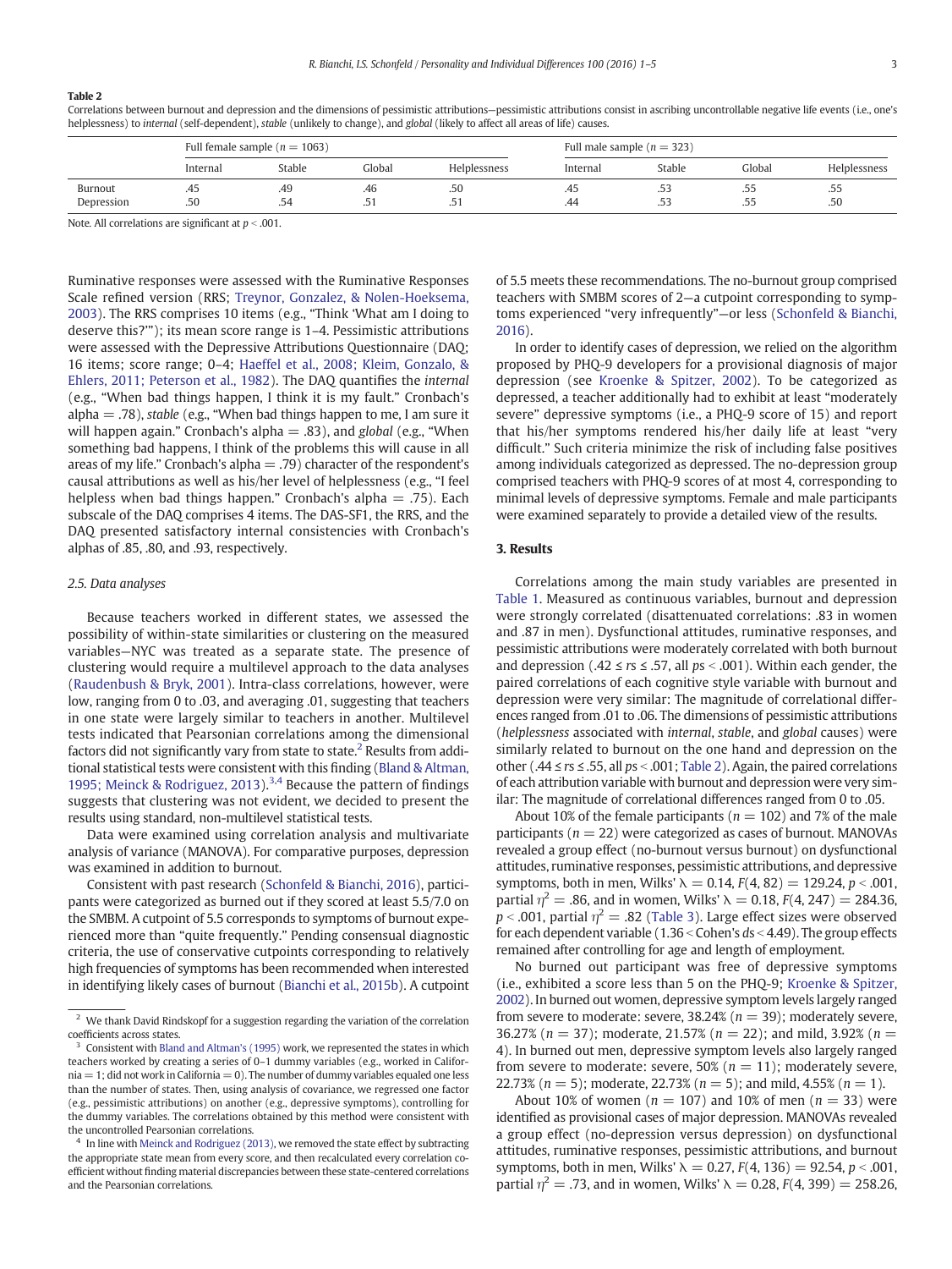**Table 2**
Correlations between burnout and depression and the dimensions of pessimistic attributions—pessimistic attributions consist in ascribing uncontrollable negative life events (i.e., one's helplessness) to *internal* (self-dependent), *stable* (unlikely to change), and *global* (likely to affect all areas of life) causes.

| | Full female sample ($n$ = 1063) | | | | Full male sample ($n$ = 323) | | | |
|---|---|---|---|---|---|---|---|---|
| | Internal | Stable | Global | Helplessness | Internal | Stable | Global | Helplessness |
| Burnout | .45 | .49 | .46 | .50 | .45 | .53 | .55 | .55 |
| Depression | .50 | .54 | .51 | .51 | .44 | .53 | .55 | .50 |

Note. All correlations are significant at $p < .001$.

Ruminative responses were assessed with the Ruminative Responses Scale refined version (RRS; Treynor, Gonzalez, & Nolen-Hoeksema, 2003). The RRS comprises 10 items (e.g., "Think 'What am I doing to deserve this?'"); its mean score range is 1–4. Pessimistic attributions were assessed with the Depressive Attributions Questionnaire (DAQ; 16 items; score range; 0–4; Haeffel et al., 2008; Kleim, Gonzalo, & Ehlers, 2011; Peterson et al., 1982). The DAQ quantifies the *internal* (e.g., "When bad things happen, I think it is my fault." Cronbach's alpha = .78), *stable* (e.g., "When bad things happen to me, I am sure it will happen again." Cronbach's alpha = .83), and *global* (e.g., "When something bad happens, I think of the problems this will cause in all areas of my life." Cronbach's alpha = .79) character of the respondent's causal attributions as well as his/her level of helplessness (e.g., "I feel helpless when bad things happen." Cronbach's alpha = .75). Each subscale of the DAQ comprises 4 items. The DAS-SF1, the RRS, and the DAQ presented satisfactory internal consistencies with Cronbach's alphas of .85, .80, and .93, respectively.

### 2.5. Data analyses

Because teachers worked in different states, we assessed the possibility of within-state similarities or clustering on the measured variables—NYC was treated as a separate state. The presence of clustering would require a multilevel approach to the data analyses (Raudenbush & Bryk, 2001). Intra-class correlations, however, were low, ranging from 0 to .03, and averaging .01, suggesting that teachers in one state were largely similar to teachers in another. Multilevel tests indicated that Pearsonian correlations among the dimensional factors did not significantly vary from state to state.[2] Results from additional statistical tests were consistent with this finding (Bland & Altman, 1995; Meinck & Rodriguez, 2013).[3,4] Because the pattern of findings suggests that clustering was not evident, we decided to present the results using standard, non-multilevel statistical tests.

Data were examined using correlation analysis and multivariate analysis of variance (MANOVA). For comparative purposes, depression was examined in addition to burnout.

Consistent with past research (Schonfeld & Bianchi, 2016), participants were categorized as burned out if they scored at least 5.5/7.0 on the SMBM. A cutpoint of 5.5 corresponds to symptoms of burnout experienced more than "quite frequently." Pending consensual diagnostic criteria, the use of conservative cutpoints corresponding to relatively high frequencies of symptoms has been recommended when interested in identifying likely cases of burnout (Bianchi et al., 2015b). A cutpoint of 5.5 meets these recommendations. The no-burnout group comprised teachers with SMBM scores of 2—a cutpoint corresponding to symptoms experienced "very infrequently"—or less (Schonfeld & Bianchi, 2016).

In order to identify cases of depression, we relied on the algorithm proposed by PHQ-9 developers for a provisional diagnosis of major depression (see Kroenke & Spitzer, 2002). To be categorized as depressed, a teacher additionally had to exhibit at least "moderately severe" depressive symptoms (i.e., a PHQ-9 score of 15) and report that his/her symptoms rendered his/her daily life at least "very difficult." Such criteria minimize the risk of including false positives among individuals categorized as depressed. The no-depression group comprised teachers with PHQ-9 scores of at most 4, corresponding to minimal levels of depressive symptoms. Female and male participants were examined separately to provide a detailed view of the results.

## 3. Results

Correlations among the main study variables are presented in Table 1. Measured as continuous variables, burnout and depression were strongly correlated (disattenuated correlations: .83 in women and .87 in men). Dysfunctional attitudes, ruminative responses, and pessimistic attributions were moderately correlated with both burnout and depression ($.42 \le rs \le .57$, all $ps < .001$). Within each gender, the paired correlations of each cognitive style variable with burnout and depression were very similar: The magnitude of correlational differences ranged from .01 to .06. The dimensions of pessimistic attributions (*helplessness* associated with *internal*, *stable*, and *global* causes) were similarly related to burnout on the one hand and depression on the other ($.44 \le rs \le .55$, all $ps < .001$; Table 2). Again, the paired correlations of each attribution variable with burnout and depression were very similar: The magnitude of correlational differences ranged from 0 to .05.

About 10% of the female participants ($n = 102$) and 7% of the male participants ($n = 22$) were categorized as cases of burnout. MANOVAs revealed a group effect (no-burnout versus burnout) on dysfunctional attitudes, ruminative responses, pessimistic attributions, and depressive symptoms, both in men, Wilks' $\lambda = 0.14$, $F(4, 82) = 129.24$, $p < .001$, partial $\eta^2 = .86$, and in women, Wilks' $\lambda = 0.18$, $F(4, 247) = 284.36$, $p < .001$, partial $\eta^2 = .82$ (Table 3). Large effect sizes were observed for each dependent variable ($1.36 <$ Cohen's $ds < 4.49$). The group effects remained after controlling for age and length of employment.

No burned out participant was free of depressive symptoms (i.e., exhibited a score less than 5 on the PHQ-9; Kroenke & Spitzer, 2002). In burned out women, depressive symptom levels largely ranged from severe to moderate: severe, 38.24% ($n = 39$); moderately severe, 36.27% ($n = 37$); moderate, 21.57% ($n = 22$); and mild, 3.92% ($n = 4$). In burned out men, depressive symptom levels also largely ranged from severe to moderate: severe, 50% ($n = 11$); moderately severe, 22.73% ($n = 5$); moderate, 22.73% ($n = 5$); and mild, 4.55% ($n = 1$).

About 10% of women ($n = 107$) and 10% of men ($n = 33$) were identified as provisional cases of major depression. MANOVAs revealed a group effect (no-depression versus depression) on dysfunctional attitudes, ruminative responses, pessimistic attributions, and burnout symptoms, both in men, Wilks' $\lambda = 0.27$, $F(4, 136) = 92.54$, $p < .001$, partial $\eta^2 = .73$, and in women, Wilks' $\lambda = 0.28$, $F(4, 399) = 258.26$,

---

[2] We thank David Rindskopf for a suggestion regarding the variation of the correlation coefficients across states.

[3] Consistent with Bland and Altman's (1995) work, we represented the states in which teachers worked by creating a series of 0–1 dummy variables (e.g., worked in California = 1; did not work in California = 0). The number of dummy variables equaled one less than the number of states. Then, using analysis of covariance, we regressed one factor (e.g., pessimistic attributions) on another (e.g., depressive symptoms), controlling for the dummy variables. The correlations obtained by this method were consistent with the uncontrolled Pearsonian correlations.

[4] In line with Meinck and Rodriguez (2013), we removed the state effect by subtracting the appropriate state mean from every score, and then recalculated every correlation coefficient without finding material discrepancies between these state-centered correlations and the Pearsonian correlations.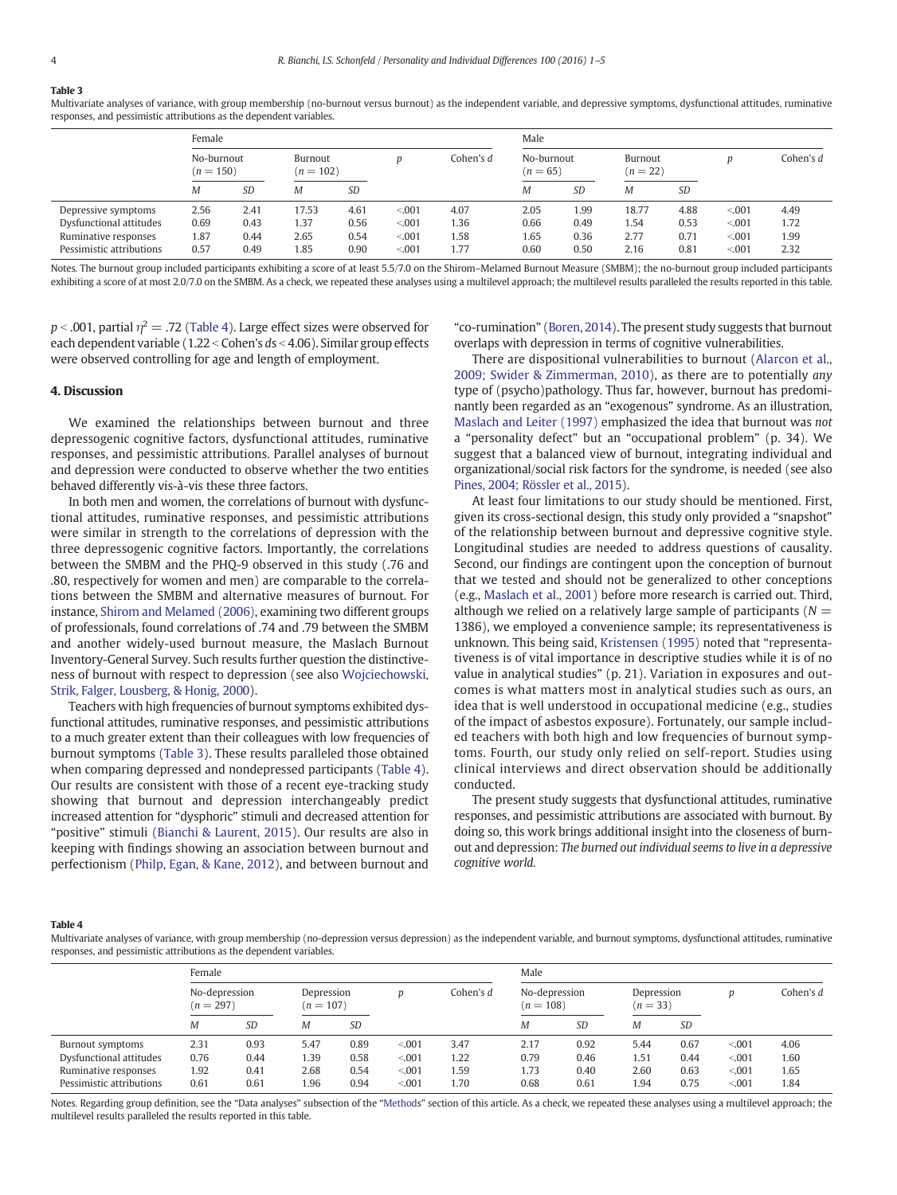**Table 3**

Multivariate analyses of variance, with group membership (no-burnout versus burnout) as the independent variable, and depressive symptoms, dysfunctional attitudes, ruminative responses, and pessimistic attributions as the dependent variables.

| | Female | | | | | | Male | | | | | |
|---|---|---|---|---|---|---|---|---|---|---|---|---|
| | No-burnout ($n = 150$) | | Burnout ($n = 102$) | | $p$ | Cohen's $d$ | No-burnout ($n = 65$) | | Burnout ($n = 22$) | | $p$ | Cohen's $d$ |
| | $M$ | $SD$ | $M$ | $SD$ | | | $M$ | $SD$ | $M$ | $SD$ | | |
| Depressive symptoms | 2.56 | 2.41 | 17.53 | 4.61 | <.001 | 4.07 | 2.05 | 1.99 | 18.77 | 4.88 | <.001 | 4.49 |
| Dysfunctional attitudes | 0.69 | 0.43 | 1.37 | 0.56 | <.001 | 1.36 | 0.66 | 0.49 | 1.54 | 0.53 | <.001 | 1.72 |
| Ruminative responses | 1.87 | 0.44 | 2.65 | 0.54 | <.001 | 1.58 | 1.65 | 0.36 | 2.77 | 0.71 | <.001 | 1.99 |
| Pessimistic attributions | 0.57 | 0.49 | 1.85 | 0.90 | <.001 | 1.77 | 0.60 | 0.50 | 2.16 | 0.81 | <.001 | 2.32 |

Notes. The burnout group included participants exhibiting a score of at least 5.5/7.0 on the Shirom–Melamed Burnout Measure (SMBM); the no-burnout group included participants exhibiting a score of at most 2.0/7.0 on the SMBM. As a check, we repeated these analyses using a multilevel approach; the multilevel results paralleled the results reported in this table.

$p < .001$, partial $\eta^2 = .72$ (Table 4). Large effect sizes were observed for each dependent variable ($1.22 < \text{Cohen's } ds < 4.06$). Similar group effects were observed controlling for age and length of employment.

## 4. Discussion

We examined the relationships between burnout and three depressogenic cognitive factors, dysfunctional attitudes, ruminative responses, and pessimistic attributions. Parallel analyses of burnout and depression were conducted to observe whether the two entities behaved differently vis-à-vis these three factors.

In both men and women, the correlations of burnout with dysfunctional attitudes, ruminative responses, and pessimistic attributions were similar in strength to the correlations of depression with the three depressogenic cognitive factors. Importantly, the correlations between the SMBM and the PHQ-9 observed in this study (.76 and .80, respectively for women and men) are comparable to the correlations between the SMBM and alternative measures of burnout. For instance, Shirom and Melamed (2006), examining two different groups of professionals, found correlations of .74 and .79 between the SMBM and another widely-used burnout measure, the Maslach Burnout Inventory-General Survey. Such results further question the distinctiveness of burnout with respect to depression (see also Wojciechowski, Strik, Falger, Lousberg, & Honig, 2000).

Teachers with high frequencies of burnout symptoms exhibited dysfunctional attitudes, ruminative responses, and pessimistic attributions to a much greater extent than their colleagues with low frequencies of burnout symptoms (Table 3). These results paralleled those obtained when comparing depressed and nondepressed participants (Table 4). Our results are consistent with those of a recent eye-tracking study showing that burnout and depression interchangeably predict increased attention for "dysphoric" stimuli and decreased attention for "positive" stimuli (Bianchi & Laurent, 2015). Our results are also in keeping with findings showing an association between burnout and perfectionism (Philp, Egan, & Kane, 2012), and between burnout and "co-rumination" (Boren, 2014). The present study suggests that burnout overlaps with depression in terms of cognitive vulnerabilities.

There are dispositional vulnerabilities to burnout (Alarcon et al., 2009; Swider & Zimmerman, 2010), as there are to potentially *any* type of (psycho)pathology. Thus far, however, burnout has predominantly been regarded as an "exogenous" syndrome. As an illustration, Maslach and Leiter (1997) emphasized the idea that burnout was *not* a "personality defect" but an "occupational problem" (p. 34). We suggest that a balanced view of burnout, integrating individual and organizational/social risk factors for the syndrome, is needed (see also Pines, 2004; Rössler et al., 2015).

At least four limitations to our study should be mentioned. First, given its cross-sectional design, this study only provided a "snapshot" of the relationship between burnout and depressive cognitive style. Longitudinal studies are needed to address questions of causality. Second, our findings are contingent upon the conception of burnout that we tested and should not be generalized to other conceptions (e.g., Maslach et al., 2001) before more research is carried out. Third, although we relied on a relatively large sample of participants ($N = 1386$), we employed a convenience sample; its representativeness is unknown. This being said, Kristensen (1995) noted that "representativeness is of vital importance in descriptive studies while it is of no value in analytical studies" (p. 21). Variation in exposures and outcomes is what matters most in analytical studies such as ours, an idea that is well understood in occupational medicine (e.g., studies of the impact of asbestos exposure). Fortunately, our sample included teachers with both high and low frequencies of burnout symptoms. Fourth, our study only relied on self-report. Studies using clinical interviews and direct observation should be additionally conducted.

The present study suggests that dysfunctional attitudes, ruminative responses, and pessimistic attributions are associated with burnout. By doing so, this work brings additional insight into the closeness of burnout and depression: *The burned out individual seems to live in a depressive cognitive world.*

**Table 4**

Multivariate analyses of variance, with group membership (no-depression versus depression) as the independent variable, and burnout symptoms, dysfunctional attitudes, ruminative responses, and pessimistic attributions as the dependent variables.

| | Female | | | | | | Male | | | | | |
|---|---|---|---|---|---|---|---|---|---|---|---|---|
| | No-depression ($n = 297$) | | Depression ($n = 107$) | | $p$ | Cohen's $d$ | No-depression ($n = 108$) | | Depression ($n = 33$) | | $p$ | Cohen's $d$ |
| | $M$ | $SD$ | $M$ | $SD$ | | | $M$ | $SD$ | $M$ | $SD$ | | |
| Burnout symptoms | 2.31 | 0.93 | 5.47 | 0.89 | <.001 | 3.47 | 2.17 | 0.92 | 5.44 | 0.67 | <.001 | 4.06 |
| Dysfunctional attitudes | 0.76 | 0.44 | 1.39 | 0.58 | <.001 | 1.22 | 0.79 | 0.46 | 1.51 | 0.44 | <.001 | 1.60 |
| Ruminative responses | 1.92 | 0.41 | 2.68 | 0.54 | <.001 | 1.59 | 1.73 | 0.40 | 2.60 | 0.63 | <.001 | 1.65 |
| Pessimistic attributions | 0.61 | 0.61 | 1.96 | 0.94 | <.001 | 1.70 | 0.68 | 0.61 | 1.94 | 0.75 | <.001 | 1.84 |

Notes. Regarding group definition, see the "Data analyses" subsection of the "Methods" section of this article. As a check, we repeated these analyses using a multilevel approach; the multilevel results paralleled the results reported in this table.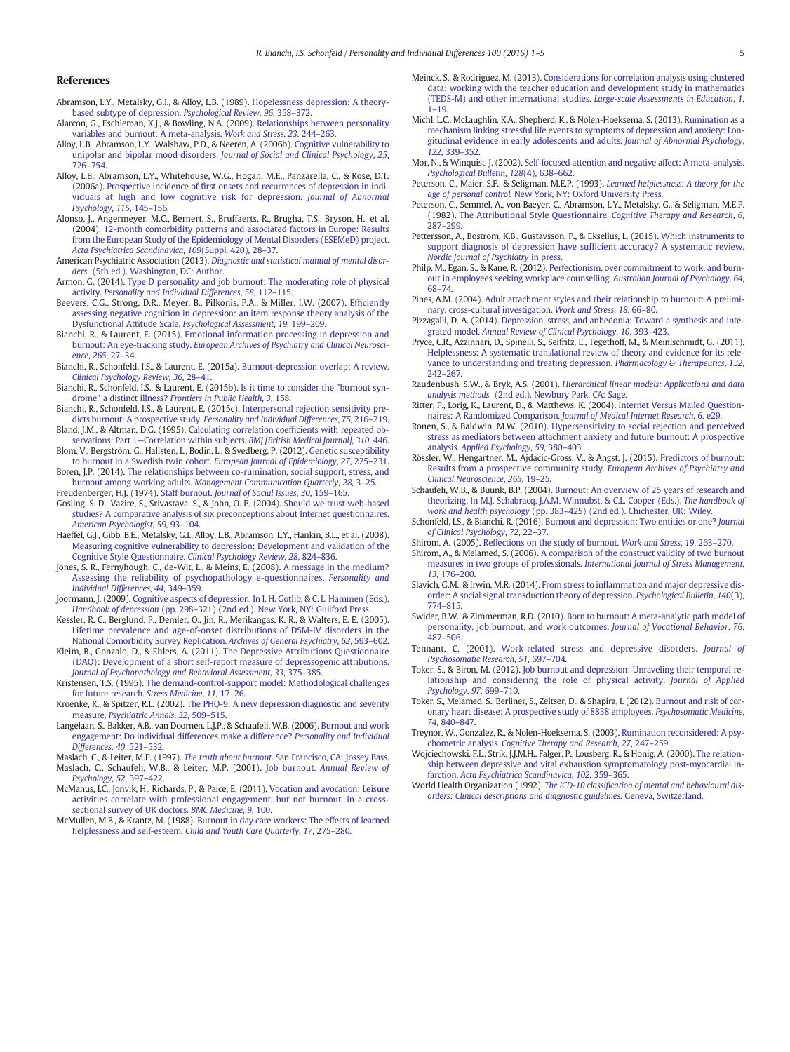## References

Abramson, L.Y., Metalsky, G.I., & Alloy, L.B. (1989). Hopelessness depression: A theory-based subtype of depression. *Psychological Review*, *96*, 358–372.

Alarcon, G., Eschleman, K.J., & Bowling, N.A. (2009). Relationships between personality variables and burnout: A meta-analysis. *Work and Stress*, *23*, 244–263.

Alloy, L.B., Abramson, L.Y., Walshaw, P.D., & Neeren, A. (2006b). Cognitive vulnerability to unipolar and bipolar mood disorders. *Journal of Social and Clinical Psychology*, *25*, 726–754.

Alloy, L.B., Abramson, L.Y., Whitehouse, W.G., Hogan, M.E., Panzarella, C., & Rose, D.T. (2006a). Prospective incidence of first onsets and recurrences of depression in individuals at high and low cognitive risk for depression. *Journal of Abnormal Psychology*, *115*, 145–156.

Alonso, J., Angermeyer, M.C., Bernert, S., Bruffaerts, R., Brugha, T.S., Bryson, H., et al. (2004). 12-month comorbidity patterns and associated factors in Europe: Results from the European Study of the Epidemiology of Mental Disorders (ESEMeD) project. *Acta Psychiatrica Scandinavica*, *109*(Suppl. 420), 28–37.

American Psychiatric Association (2013). *Diagnostic and statistical manual of mental disorders* (5th ed.). Washington, DC: Author.

Armon, G. (2014). Type D personality and job burnout: The moderating role of physical activity. *Personality and Individual Differences*, *58*, 112–115.

Beevers, C.G., Strong, D.R., Meyer, B., Pilkonis, P.A., & Miller, I.W. (2007). Efficiently assessing negative cognition in depression: an item response theory analysis of the Dysfunctional Attitude Scale. *Psychological Assessment*, *19*, 199–209.

Bianchi, R., & Laurent, E. (2015). Emotional information processing in depression and burnout: An eye-tracking study. *European Archives of Psychiatry and Clinical Neuroscience*, *265*, 27–34.

Bianchi, R., Schonfeld, I.S., & Laurent, E. (2015a). Burnout-depression overlap: A review. *Clinical Psychology Review*, *36*, 28–41.

Bianchi, R., Schonfeld, I.S., & Laurent, E. (2015b). Is it time to consider the "burnout syndrome" a distinct illness? *Frontiers in Public Health*, *3*, 158.

Bianchi, R., Schonfeld, I.S., & Laurent, E. (2015c). Interpersonal rejection sensitivity predicts burnout: A prospective study. *Personality and Individual Differences*, *75*, 216–219.

Bland, J.M., & Altman, D.G. (1995). Calculating correlation coefficients with repeated observations: Part 1—Correlation within subjects. *BMJ [British Medical Journal]*, *310*, 446.

Blom, V., Bergström, G., Hallsten, L., Bodin, L., & Svedberg, P. (2012). Genetic susceptibility to burnout in a Swedish twin cohort. *European Journal of Epidemiology*, *27*, 225–231.

Boren, J.P. (2014). The relationships between co-rumination, social support, stress, and burnout among working adults. *Management Communication Quarterly*, *28*, 3–25.

Freudenberger, H.J. (1974). Staff burnout. *Journal of Social Issues*, *30*, 159–165.

Gosling, S. D., Vazire, S., Srivastava, S., & John, O. P. (2004). Should we trust web-based studies? A comparative analysis of six preconceptions about Internet questionnaires. *American Psychologist*, *59*, 93–104.

Haeffel, G.J., Gibb, B.E., Metalsky, G.I., Alloy, L.B., Abramson, L.Y., Hankin, B.L., et al. (2008). Measuring cognitive vulnerability to depression: Development and validation of the Cognitive Style Questionnaire. *Clinical Psychology Review*, *28*, 824–836.

Jones, S. R., Fernyhough, C., de-Wit, L., & Meins, E. (2008). A message in the medium? Assessing the reliability of psychopathology e-questionnaires. *Personality and Individual Differences*, *44*, 349–359.

Joormann, J. (2009). Cognitive aspects of depression. In I. H. Gotlib, & C. L. Hammen (Eds.), *Handbook of depression* (pp. 298–321) (2nd ed.). New York, NY: Guilford Press.

Kessler, R. C., Berglund, P., Demler, O., Jin, R., Merikangas, K. R., & Walters, E. E. (2005). Lifetime prevalence and age-of-onset distributions of DSM-IV disorders in the National Comorbidity Survey Replication. *Archives of General Psychiatry*, *62*, 593–602.

Kleim, B., Gonzalo, D., & Ehlers, A. (2011). The Depressive Attributions Questionnaire (DAQ): Development of a short self-report measure of depressogenic attributions. *Journal of Psychopathology and Behavioral Assessment*, *33*, 375–385.

Kristensen, T.S. (1995). The demand-control-support model: Methodological challenges for future research. *Stress Medicine*, *11*, 17–26.

Kroenke, K., & Spitzer, R.L. (2002). The PHQ-9: A new depression diagnostic and severity measure. *Psychiatric Annals*, *32*, 509–515.

Langelaan, S., Bakker, A.B., van Doornen, L.J.P., & Schaufeli, W.B. (2006). Burnout and work engagement: Do individual differences make a difference? *Personality and Individual Differences*, *40*, 521–532.

Maslach, C., & Leiter, M.P. (1997). *The truth about burnout*. San Francisco, CA: Jossey Bass.

Maslach, C., Schaufeli, W.B., & Leiter, M.P. (2001). Job burnout. *Annual Review of Psychology*, *52*, 397–422.

McManus, I.C., Jonvik, H., Richards, P., & Paice, E. (2011). Vocation and avocation: Leisure activities correlate with professional engagement, but not burnout, in a cross-sectional survey of UK doctors. *BMC Medicine*, *9*, 100.

McMullen, M.B., & Krantz, M. (1988). Burnout in day care workers: The effects of learned helplessness and self-esteem. *Child and Youth Care Quarterly*, *17*, 275–280.

Meinck, S., & Rodriguez, M. (2013). Considerations for correlation analysis using clustered data: working with the teacher education and development study in mathematics (TEDS-M) and other international studies. *Large-scale Assessments in Education*, *1*, 1–19.

Michl, L.C., McLaughlin, K.A., Shepherd, K., & Nolen-Hoeksema, S. (2013). Rumination as a mechanism linking stressful life events to symptoms of depression and anxiety: Longitudinal evidence in early adolescents and adults. *Journal of Abnormal Psychology*, *122*, 339–352.

Mor, N., & Winquist, J. (2002). Self-focused attention and negative affect: A meta-analysis. *Psychological Bulletin*, *128*(4), 638–662.

Peterson, C., Maier, S.F., & Seligman, M.E.P. (1993). *Learned helplessness: A theory for the age of personal control*. New York, NY: Oxford University Press.

Peterson, C., Semmel, A., von Baeyer, C., Abramson, L.Y., Metalsky, G., & Seligman, M.E.P. (1982). The Attributional Style Questionnaire. *Cognitive Therapy and Research*, *6*, 287–299.

Pettersson, A., Bostrom, K.B., Gustavsson, P., & Ekselius, L. (2015). Which instruments to support diagnosis of depression have sufficient accuracy? A systematic review. *Nordic Journal of Psychiatry* in press.

Philp, M., Egan, S., & Kane, R. (2012). Perfectionism, over commitment to work, and burnout in employees seeking workplace counselling. *Australian Journal of Psychology*, *64*, 68–74.

Pines, A.M. (2004). Adult attachment styles and their relationship to burnout: A preliminary, cross-cultural investigation. *Work and Stress*, *18*, 66–80.

Pizzagalli, D. A. (2014). Depression, stress, and anhedonia: Toward a synthesis and integrated model. *Annual Review of Clinical Psychology*, *10*, 393–423.

Pryce, C.R., Azzinnari, D., Spinelli, S., Seifritz, E., Tegethoff, M., & Meinlschmidt, G. (2011). Helplessness: A systematic translational review of theory and evidence for its relevance to understanding and treating depression. *Pharmacology & Therapeutics*, *132*, 242–267.

Raudenbush, S.W., & Bryk, A.S. (2001). *Hierarchical linear models: Applications and data analysis methods* (2nd ed.). Newbury Park, CA: Sage.

Ritter, P., Lorig, K., Laurent, D., & Matthews, K. (2004). Internet Versus Mailed Questionnaires: A Randomized Comparison. *Journal of Medical Internet Research*, *6*, e29.

Ronen, S., & Baldwin, M.W. (2010). Hypersensitivity to social rejection and perceived stress as mediators between attachment anxiety and future burnout: A prospective analysis. *Applied Psychology*, *59*, 380–403.

Rössler, W., Hengartner, M., Ajdacic-Gross, V., & Angst, J. (2015). Predictors of burnout: Results from a prospective community study. *European Archives of Psychiatry and Clinical Neuroscience*, *265*, 19–25.

Schaufeli, W.B., & Buunk, B.P. (2004). Burnout: An overview of 25 years of research and theorizing. In M.J. Schabracq, J.A.M. Winnubst, & C.L. Cooper (Eds.), *The handbook of work and health psychology* (pp. 383–425) (2nd ed.). Chichester, UK: Wiley.

Schonfeld, I.S., & Bianchi, R. (2016). Burnout and depression: Two entities or one? *Journal of Clinical Psychology*, *72*, 22–37.

Shirom, A. (2005). Reflections on the study of burnout. *Work and Stress*, *19*, 263–270.

Shirom, A., & Melamed, S. (2006). A comparison of the construct validity of two burnout measures in two groups of professionals. *International Journal of Stress Management*, *13*, 176–200.

Slavich, G.M., & Irwin, M.R. (2014). From stress to inflammation and major depressive disorder: A social signal transduction theory of depression. *Psychological Bulletin*, *140*(3), 774–815.

Swider, B.W., & Zimmerman, R.D. (2010). Born to burnout: A meta-analytic path model of personality, job burnout, and work outcomes. *Journal of Vocational Behavior*, *76*, 487–506.

Tennant, C. (2001). Work-related stress and depressive disorders. *Journal of Psychosomatic Research*, *51*, 697–704.

Toker, S., & Biron, M. (2012). Job burnout and depression: Unraveling their temporal relationship and considering the role of physical activity. *Journal of Applied Psychology*, *97*, 699–710.

Toker, S., Melamed, S., Berliner, S., Zeltser, D., & Shapira, I. (2012). Burnout and risk of coronary heart disease: A prospective study of 8838 employees. *Psychosomatic Medicine*, *74*, 840–847.

Treynor, W., Gonzalez, R., & Nolen-Hoeksema, S. (2003). Rumination reconsidered: A psychometric analysis. *Cognitive Therapy and Research*, *27*, 247–259.

Wojciechowski, F.L., Strik, J.J.M.H., Falger, P., Lousberg, R., & Honig, A. (2000). The relationship between depressive and vital exhaustion symptomatology post-myocardial infarction. *Acta Psychiatrica Scandinavica*, *102*, 359–365.

World Health Organization (1992). *The ICD-10 classification of mental and behavioural disorders: Clinical descriptions and diagnostic guidelines*. Geneva, Switzerland.